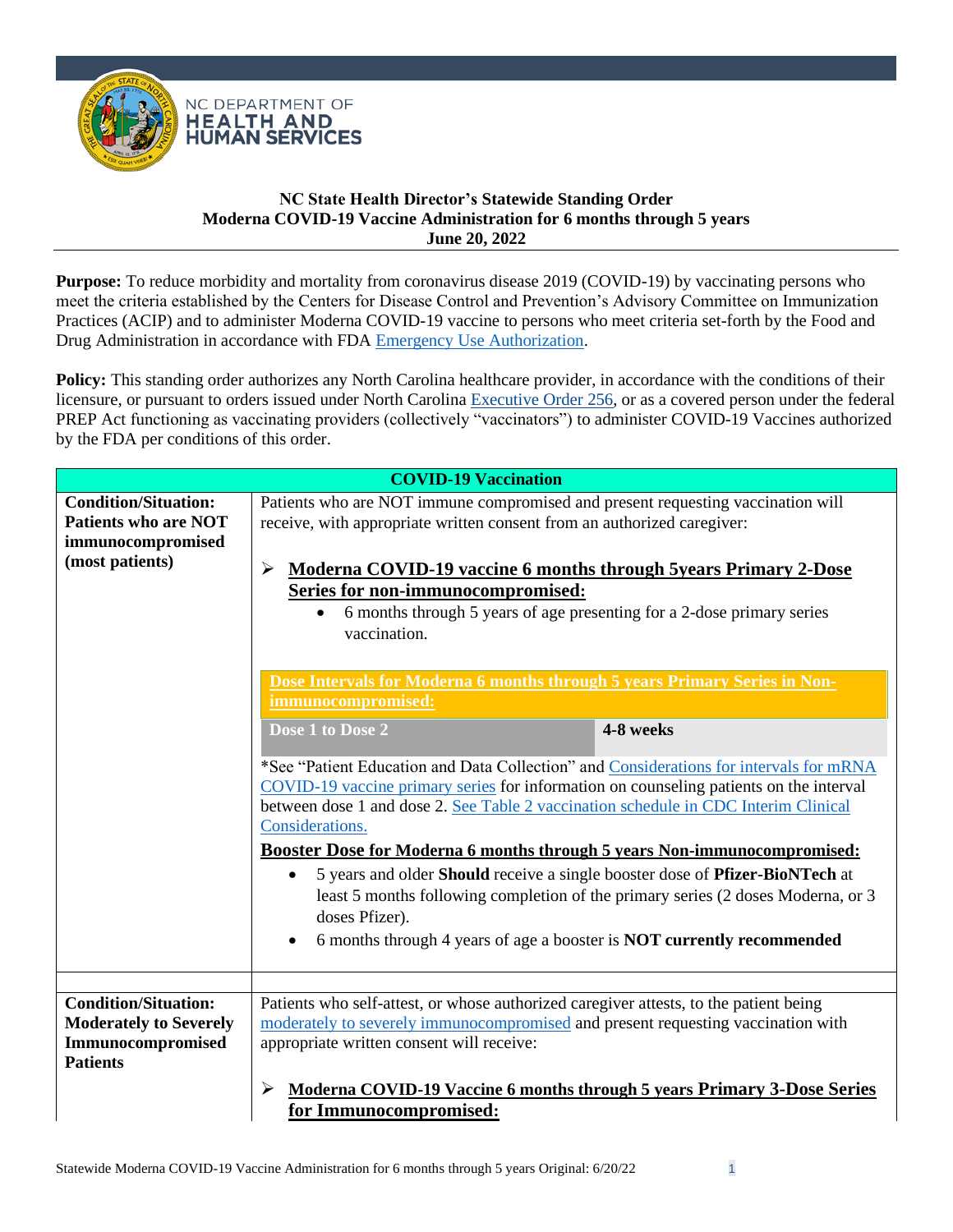NC DEPARTMENT OF HEALTH AND HUMAN SERVICES

**NC State Health Director's Statewide Standing Order**
**Moderna COVID-19 Vaccine Administration for 6 months through 5 years**
**June 20, 2022**

**Purpose:** To reduce morbidity and mortality from coronavirus disease 2019 (COVID-19) by vaccinating persons who meet the criteria established by the Centers for Disease Control and Prevention's Advisory Committee on Immunization Practices (ACIP) and to administer Moderna COVID-19 vaccine to persons who meet criteria set-forth by the Food and Drug Administration in accordance with FDA Emergency Use Authorization.

**Policy:** This standing order authorizes any North Carolina healthcare provider, in accordance with the conditions of their licensure, or pursuant to orders issued under North Carolina Executive Order 256, or as a covered person under the federal PREP Act functioning as vaccinating providers (collectively "vaccinators") to administer COVID-19 Vaccines authorized by the FDA per conditions of this order.

| COVID-19 Vaccination | |
|---|---|
| **Condition/Situation: Patients who are NOT immunocompromised (most patients)** | Patients who are NOT immune compromised and present requesting vaccination will receive, with appropriate written consent from an authorized caregiver:<br><br>➢ **Moderna COVID-19 vaccine 6 months through 5years Primary 2-Dose Series for non-immunocompromised:**<br>• 6 months through 5 years of age presenting for a 2-dose primary series vaccination.<br><br>**Dose Intervals for Moderna 6 months through 5 years Primary Series in Non-immunocompromised:**<br>**Dose 1 to Dose 2** — **4-8 weeks**<br><br>*See "Patient Education and Data Collection" and Considerations for intervals for mRNA COVID-19 vaccine primary series for information on counseling patients on the interval between dose 1 and dose 2. See Table 2 vaccination schedule in CDC Interim Clinical Considerations.<br><br>**Booster Dose for Moderna 6 months through 5 years Non-immunocompromised:**<br>• 5 years and older **Should** receive a single booster dose of **Pfizer-BioNTech** at least 5 months following completion of the primary series (2 doses Moderna, or 3 doses Pfizer).<br>• 6 months through 4 years of age a booster is **NOT currently recommended** |
| | |
| **Condition/Situation: Moderately to Severely Immunocompromised Patients** | Patients who self-attest, or whose authorized caregiver attests, to the patient being moderately to severely immunocompromised and present requesting vaccination with appropriate written consent will receive:<br><br>➢ **Moderna COVID-19 Vaccine 6 months through 5 years Primary 3-Dose Series for Immunocompromised:** |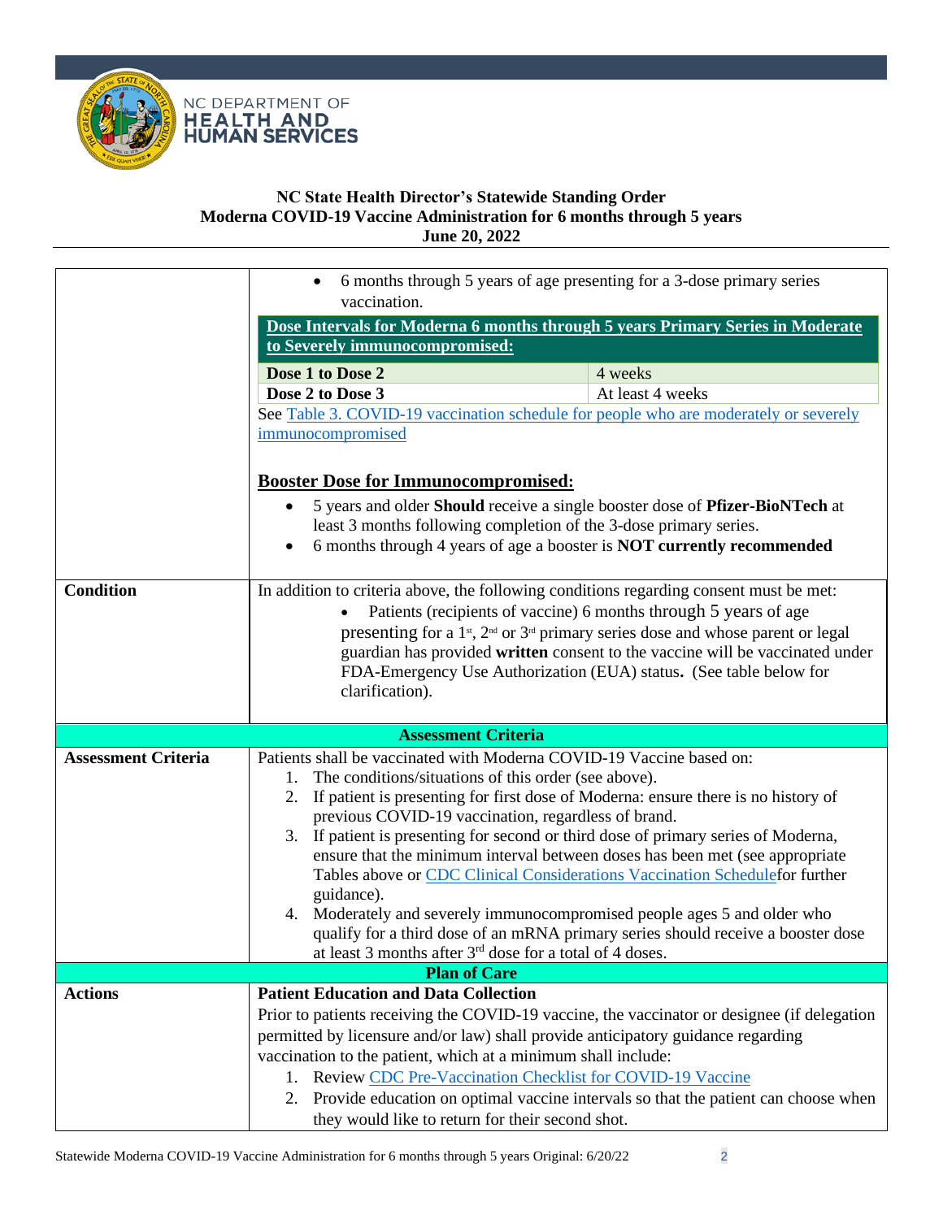**NC State Health Director's Statewide Standing Order**
**Moderna COVID-19 Vaccine Administration for 6 months through 5 years**
**June 20, 2022**

| | |
|---|---|
| | • 6 months through 5 years of age presenting for a 3-dose primary series vaccination.<br><br>**Dose Intervals for Moderna 6 months through 5 years Primary Series in Moderate to Severely immunocompromised:**<br>**Dose 1 to Dose 2**: 4 weeks<br>**Dose 2 to Dose 3**: At least 4 weeks<br><br>See Table 3. COVID-19 vaccination schedule for people who are moderately or severely immunocompromised<br><br>**Booster Dose for Immunocompromised:**<br>• 5 years and older **Should** receive a single booster dose of **Pfizer-BioNTech** at least 3 months following completion of the 3-dose primary series.<br>• 6 months through 4 years of age a booster is **NOT currently recommended** |
| **Condition** | In addition to criteria above, the following conditions regarding consent must be met:<br>• Patients (recipients of vaccine) 6 months through 5 years of age presenting for a 1st, 2nd or 3rd primary series dose and whose parent or legal guardian has provided **written** consent to the vaccine will be vaccinated under FDA-Emergency Use Authorization (EUA) status**.** (See table below for clarification). |
| **Assessment Criteria** | |
| **Assessment Criteria** | Patients shall be vaccinated with Moderna COVID-19 Vaccine based on:<br>1. The conditions/situations of this order (see above).<br>2. If patient is presenting for first dose of Moderna: ensure there is no history of previous COVID-19 vaccination, regardless of brand.<br>3. If patient is presenting for second or third dose of primary series of Moderna, ensure that the minimum interval between doses has been met (see appropriate Tables above or CDC Clinical Considerations Vaccination Schedulefor further guidance).<br>4. Moderately and severely immunocompromised people ages 5 and older who qualify for a third dose of an mRNA primary series should receive a booster dose at least 3 months after 3rd dose for a total of 4 doses. |
| **Plan of Care** | |
| **Actions** | **Patient Education and Data Collection**<br>Prior to patients receiving the COVID-19 vaccine, the vaccinator or designee (if delegation permitted by licensure and/or law) shall provide anticipatory guidance regarding vaccination to the patient, which at a minimum shall include:<br>1. Review CDC Pre-Vaccination Checklist for COVID-19 Vaccine<br>2. Provide education on optimal vaccine intervals so that the patient can choose when they would like to return for their second shot. |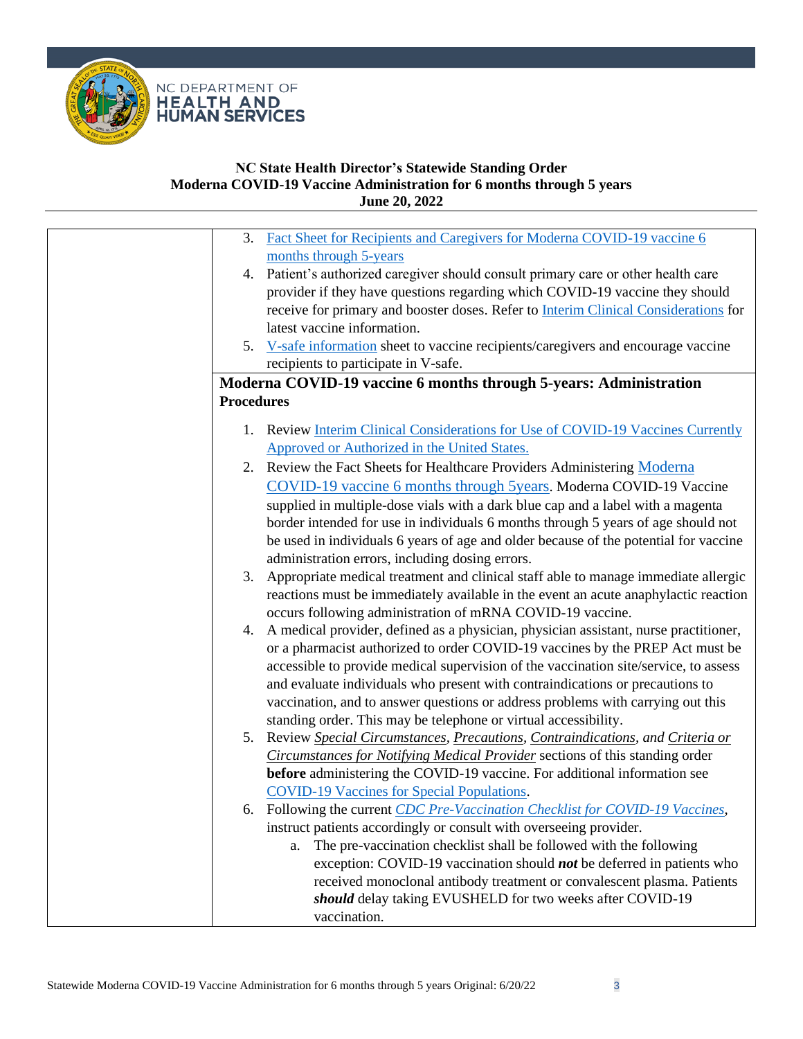**NC State Health Director's Statewide Standing Order**
**Moderna COVID-19 Vaccine Administration for 6 months through 5 years**
**June 20, 2022**

3. Fact Sheet for Recipients and Caregivers for Moderna COVID-19 vaccine 6 months through 5-years
4. Patient's authorized caregiver should consult primary care or other health care provider if they have questions regarding which COVID-19 vaccine they should receive for primary and booster doses. Refer to Interim Clinical Considerations for latest vaccine information.
5. V-safe information sheet to vaccine recipients/caregivers and encourage vaccine recipients to participate in V-safe.

**Moderna COVID-19 vaccine 6 months through 5-years: Administration Procedures**

1. Review Interim Clinical Considerations for Use of COVID-19 Vaccines Currently Approved or Authorized in the United States.
2. Review the Fact Sheets for Healthcare Providers Administering Moderna COVID-19 vaccine 6 months through 5years. Moderna COVID-19 Vaccine supplied in multiple-dose vials with a dark blue cap and a label with a magenta border intended for use in individuals 6 months through 5 years of age should not be used in individuals 6 years of age and older because of the potential for vaccine administration errors, including dosing errors.
3. Appropriate medical treatment and clinical staff able to manage immediate allergic reactions must be immediately available in the event an acute anaphylactic reaction occurs following administration of mRNA COVID-19 vaccine.
4. A medical provider, defined as a physician, physician assistant, nurse practitioner, or a pharmacist authorized to order COVID-19 vaccines by the PREP Act must be accessible to provide medical supervision of the vaccination site/service, to assess and evaluate individuals who present with contraindications or precautions to vaccination, and to answer questions or address problems with carrying out this standing order. This may be telephone or virtual accessibility.
5. Review *Special Circumstances, Precautions, Contraindications, and Criteria or Circumstances for Notifying Medical Provider* sections of this standing order **before** administering the COVID-19 vaccine. For additional information see COVID-19 Vaccines for Special Populations.
6. Following the current *CDC Pre-Vaccination Checklist for COVID-19 Vaccines*, instruct patients accordingly or consult with overseeing provider.
   a. The pre-vaccination checklist shall be followed with the following exception: COVID-19 vaccination should ***not*** be deferred in patients who received monoclonal antibody treatment or convalescent plasma. Patients ***should*** delay taking EVUSHELD for two weeks after COVID-19 vaccination.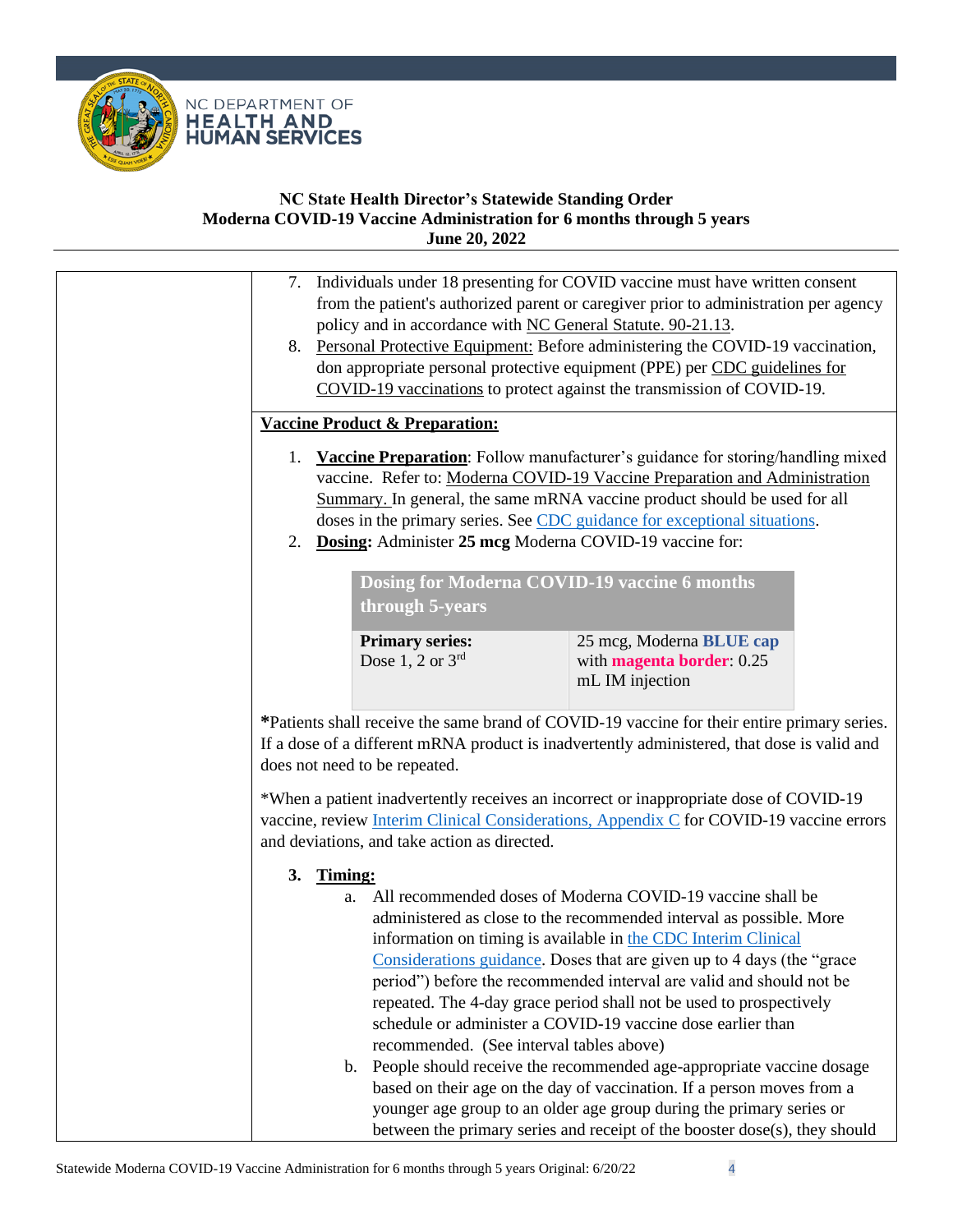**NC State Health Director's Statewide Standing Order**
**Moderna COVID-19 Vaccine Administration for 6 months through 5 years**
**June 20, 2022**

7. Individuals under 18 presenting for COVID vaccine must have written consent from the patient's authorized parent or caregiver prior to administration per agency policy and in accordance with NC General Statute. 90-21.13.
8. Personal Protective Equipment: Before administering the COVID-19 vaccination, don appropriate personal protective equipment (PPE) per CDC guidelines for COVID-19 vaccinations to protect against the transmission of COVID-19.

**Vaccine Product & Preparation:**

1. **Vaccine Preparation**: Follow manufacturer's guidance for storing/handling mixed vaccine. Refer to: Moderna COVID-19 Vaccine Preparation and Administration Summary. In general, the same mRNA vaccine product should be used for all doses in the primary series. See CDC guidance for exceptional situations.
2. **Dosing:** Administer **25 mcg** Moderna COVID-19 vaccine for:

| Dosing for Moderna COVID-19 vaccine 6 months through 5-years | |
|---|---|
| **Primary series:** Dose 1, 2 or 3rd | 25 mcg, Moderna **BLUE cap** with **magenta border**: 0.25 mL IM injection |

**\***Patients shall receive the same brand of COVID-19 vaccine for their entire primary series. If a dose of a different mRNA product is inadvertently administered, that dose is valid and does not need to be repeated.

*When a patient inadvertently receives an incorrect or inappropriate dose of COVID-19 vaccine, review Interim Clinical Considerations, Appendix C for COVID-19 vaccine errors and deviations, and take action as directed.

3. **Timing:**
   a. All recommended doses of Moderna COVID-19 vaccine shall be administered as close to the recommended interval as possible. More information on timing is available in the CDC Interim Clinical Considerations guidance. Doses that are given up to 4 days (the "grace period") before the recommended interval are valid and should not be repeated. The 4-day grace period shall not be used to prospectively schedule or administer a COVID-19 vaccine dose earlier than recommended. (See interval tables above)
   b. People should receive the recommended age-appropriate vaccine dosage based on their age on the day of vaccination. If a person moves from a younger age group to an older age group during the primary series or between the primary series and receipt of the booster dose(s), they should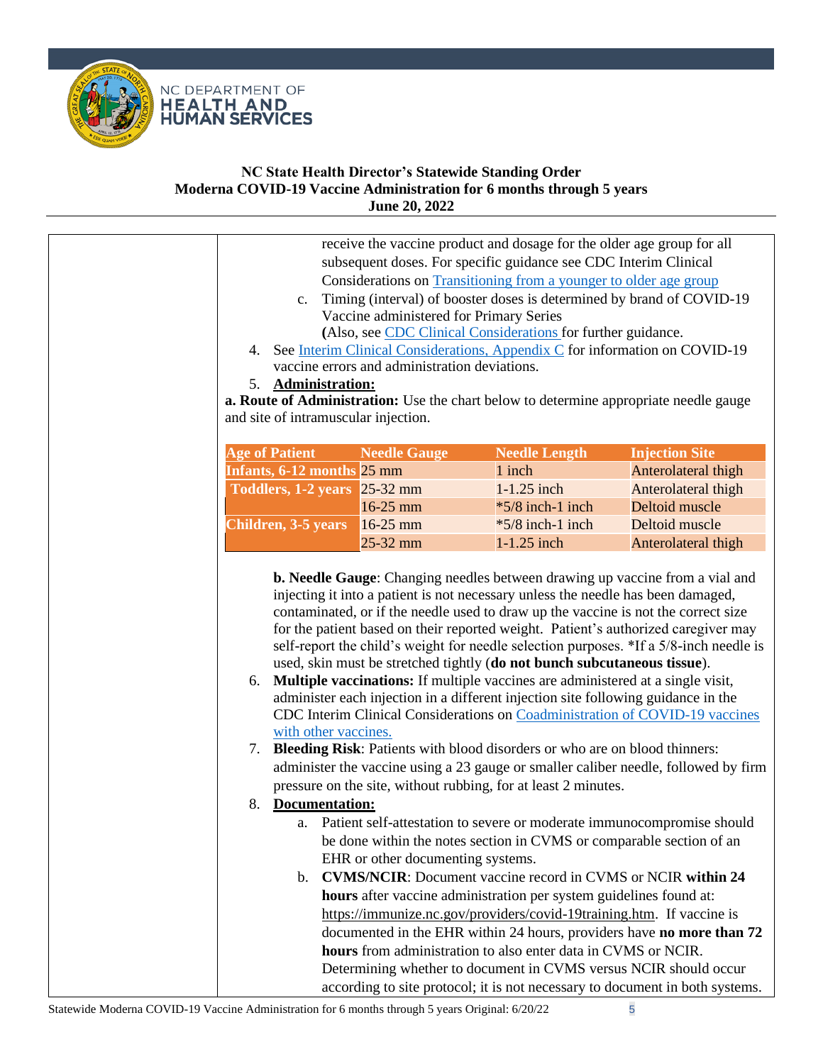**NC State Health Director's Statewide Standing Order**
**Moderna COVID-19 Vaccine Administration for 6 months through 5 years**
**June 20, 2022**

receive the vaccine product and dosage for the older age group for all subsequent doses. For specific guidance see CDC Interim Clinical Considerations on Transitioning from a younger to older age group

c. Timing (interval) of booster doses is determined by brand of COVID-19 Vaccine administered for Primary Series
(Also, see CDC Clinical Considerations for further guidance.

4. See Interim Clinical Considerations, Appendix C for information on COVID-19 vaccine errors and administration deviations.
5. **Administration:**

**a. Route of Administration:** Use the chart below to determine appropriate needle gauge and site of intramuscular injection.

| Age of Patient | Needle Gauge | Needle Length | Injection Site |
|---|---|---|---|
| Infants, 6-12 months | 25 mm | 1 inch | Anterolateral thigh |
| Toddlers, 1-2 years | 25-32 mm | 1-1.25 inch | Anterolateral thigh |
| | 16-25 mm | *5/8 inch-1 inch | Deltoid muscle |
| Children, 3-5 years | 16-25 mm | *5/8 inch-1 inch | Deltoid muscle |
| | 25-32 mm | 1-1.25 inch | Anterolateral thigh |

**b. Needle Gauge**: Changing needles between drawing up vaccine from a vial and injecting it into a patient is not necessary unless the needle has been damaged, contaminated, or if the needle used to draw up the vaccine is not the correct size for the patient based on their reported weight. Patient's authorized caregiver may self-report the child's weight for needle selection purposes. *If a 5/8-inch needle is used, skin must be stretched tightly (**do not bunch subcutaneous tissue**).

6. **Multiple vaccinations:** If multiple vaccines are administered at a single visit, administer each injection in a different injection site following guidance in the CDC Interim Clinical Considerations on Coadministration of COVID-19 vaccines with other vaccines.
7. **Bleeding Risk**: Patients with blood disorders or who are on blood thinners: administer the vaccine using a 23 gauge or smaller caliber needle, followed by firm pressure on the site, without rubbing, for at least 2 minutes.
8. **Documentation:**
   a. Patient self-attestation to severe or moderate immunocompromise should be done within the notes section in CVMS or comparable section of an EHR or other documenting systems.
   b. **CVMS/NCIR**: Document vaccine record in CVMS or NCIR **within 24 hours** after vaccine administration per system guidelines found at: https://immunize.nc.gov/providers/covid-19training.htm. If vaccine is documented in the EHR within 24 hours, providers have **no more than 72 hours** from administration to also enter data in CVMS or NCIR. Determining whether to document in CVMS versus NCIR should occur according to site protocol; it is not necessary to document in both systems.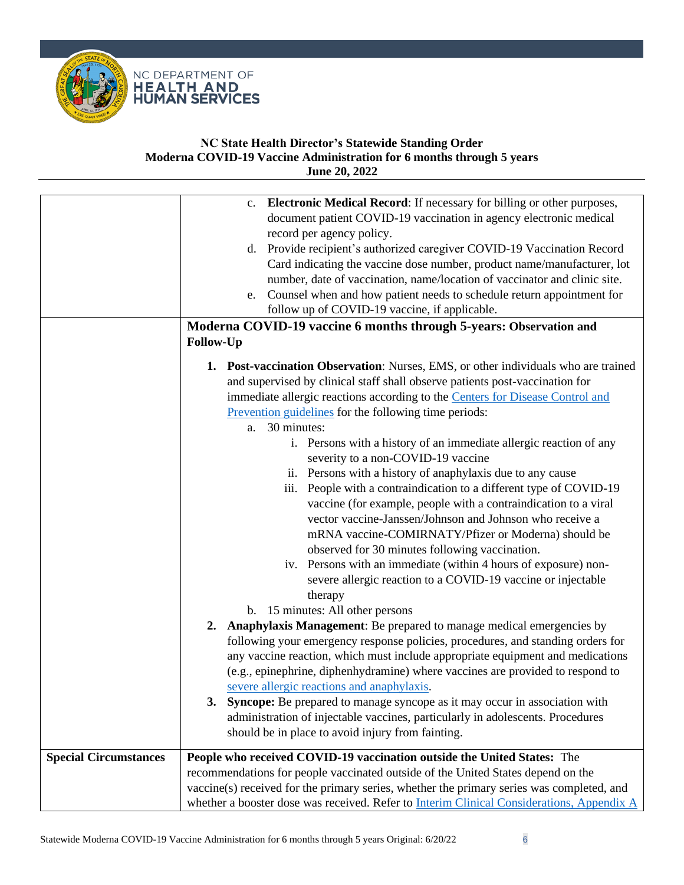| | |
|---|---|
| | c. **Electronic Medical Record**: If necessary for billing or other purposes, document patient COVID-19 vaccination in agency electronic medical record per agency policy.<br>d. Provide recipient's authorized caregiver COVID-19 Vaccination Record Card indicating the vaccine dose number, product name/manufacturer, lot number, date of vaccination, name/location of vaccinator and clinic site.<br>e. Counsel when and how patient needs to schedule return appointment for follow up of COVID-19 vaccine, if applicable. |
| | **Moderna COVID-19 vaccine 6 months through 5-years: Observation and Follow-Up**<br><br>1. **Post-vaccination Observation**: Nurses, EMS, or other individuals who are trained and supervised by clinical staff shall observe patients post-vaccination for immediate allergic reactions according to the Centers for Disease Control and Prevention guidelines for the following time periods:<br>a. 30 minutes:<br>i. Persons with a history of an immediate allergic reaction of any severity to a non-COVID-19 vaccine<br>ii. Persons with a history of anaphylaxis due to any cause<br>iii. People with a contraindication to a different type of COVID-19 vaccine (for example, people with a contraindication to a viral vector vaccine-Janssen/Johnson and Johnson who receive a mRNA vaccine-COMIRNATY/Pfizer or Moderna) should be observed for 30 minutes following vaccination.<br>iv. Persons with an immediate (within 4 hours of exposure) non-severe allergic reaction to a COVID-19 vaccine or injectable therapy<br>b. 15 minutes: All other persons<br>2. **Anaphylaxis Management**: Be prepared to manage medical emergencies by following your emergency response policies, procedures, and standing orders for any vaccine reaction, which must include appropriate equipment and medications (e.g., epinephrine, diphenhydramine) where vaccines are provided to respond to severe allergic reactions and anaphylaxis.<br>3. **Syncope:** Be prepared to manage syncope as it may occur in association with administration of injectable vaccines, particularly in adolescents. Procedures should be in place to avoid injury from fainting. |
| **Special Circumstances** | **People who received COVID-19 vaccination outside the United States:** The recommendations for people vaccinated outside of the United States depend on the vaccine(s) received for the primary series, whether the primary series was completed, and whether a booster dose was received. Refer to Interim Clinical Considerations, Appendix A |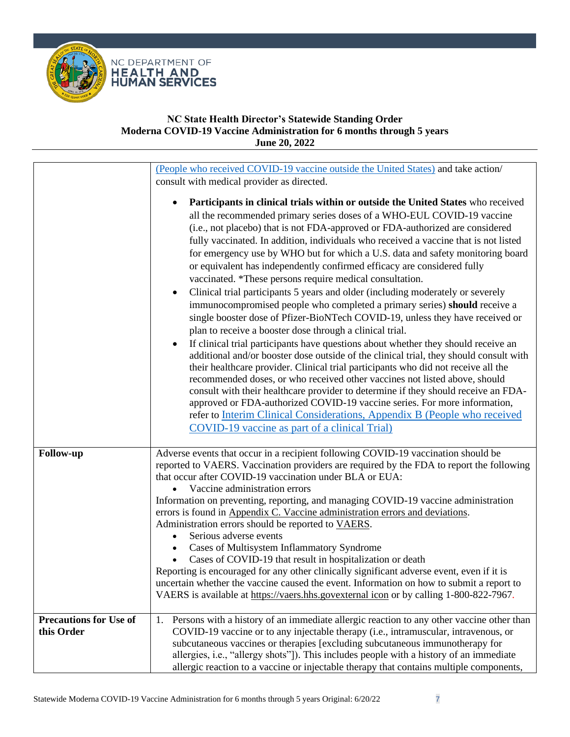| | |
|---|---|
| | (People who received COVID-19 vaccine outside the United States) and take action/ consult with medical provider as directed.<br><br>• **Participants in clinical trials within or outside the United States** who received all the recommended primary series doses of a WHO-EUL COVID-19 vaccine (i.e., not placebo) that is not FDA-approved or FDA-authorized are considered fully vaccinated. In addition, individuals who received a vaccine that is not listed for emergency use by WHO but for which a U.S. data and safety monitoring board or equivalent has independently confirmed efficacy are considered fully vaccinated. *These persons require medical consultation.<br>• Clinical trial participants 5 years and older (including moderately or severely immunocompromised people who completed a primary series) **should** receive a single booster dose of Pfizer-BioNTech COVID-19, unless they have received or plan to receive a booster dose through a clinical trial.<br>• If clinical trial participants have questions about whether they should receive an additional and/or booster dose outside of the clinical trial, they should consult with their healthcare provider. Clinical trial participants who did not receive all the recommended doses, or who received other vaccines not listed above, should consult with their healthcare provider to determine if they should receive an FDA-approved or FDA-authorized COVID-19 vaccine series. For more information, refer to Interim Clinical Considerations, Appendix B (People who received COVID-19 vaccine as part of a clinical Trial) |
| **Follow-up** | Adverse events that occur in a recipient following COVID-19 vaccination should be reported to VAERS. Vaccination providers are required by the FDA to report the following that occur after COVID-19 vaccination under BLA or EUA:<br>• Vaccine administration errors<br>Information on preventing, reporting, and managing COVID-19 vaccine administration errors is found in Appendix C. Vaccine administration errors and deviations. Administration errors should be reported to VAERS.<br>• Serious adverse events<br>• Cases of Multisystem Inflammatory Syndrome<br>• Cases of COVID-19 that result in hospitalization or death<br>Reporting is encouraged for any other clinically significant adverse event, even if it is uncertain whether the vaccine caused the event. Information on how to submit a report to VAERS is available at https://vaers.hhs.govexternal icon or by calling 1-800-822-7967. |
| **Precautions for Use of this Order** | 1. Persons with a history of an immediate allergic reaction to any other vaccine other than COVID-19 vaccine or to any injectable therapy (i.e., intramuscular, intravenous, or subcutaneous vaccines or therapies [excluding subcutaneous immunotherapy for allergies, i.e., "allergy shots"]). This includes people with a history of an immediate allergic reaction to a vaccine or injectable therapy that contains multiple components, |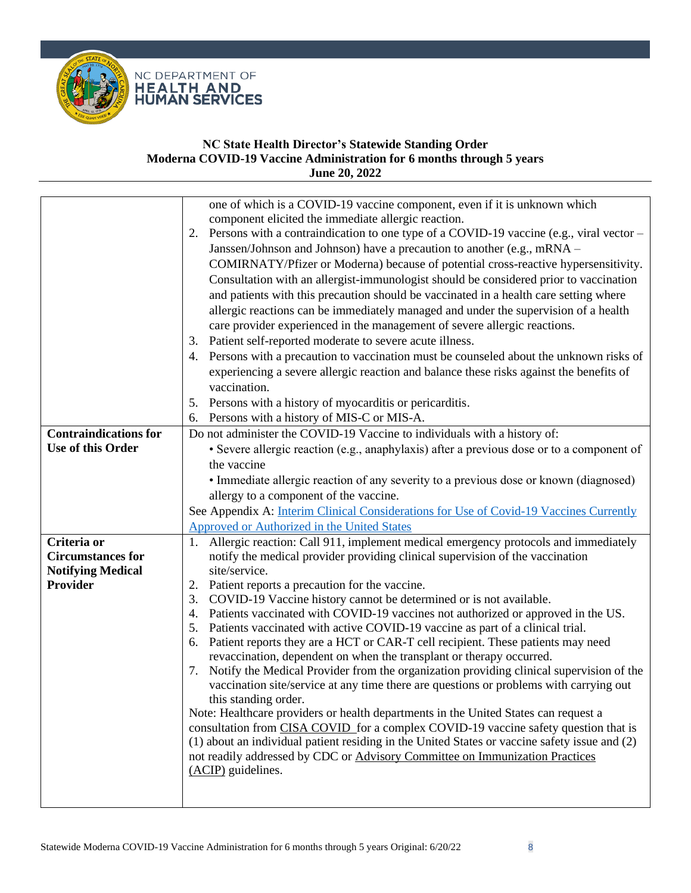**NC State Health Director's Statewide Standing Order**
**Moderna COVID-19 Vaccine Administration for 6 months through 5 years**
**June 20, 2022**

| | |
|---|---|
| | one of which is a COVID-19 vaccine component, even if it is unknown which component elicited the immediate allergic reaction.<br>2. Persons with a contraindication to one type of a COVID-19 vaccine (e.g., viral vector – Janssen/Johnson and Johnson) have a precaution to another (e.g., mRNA – COMIRNATY/Pfizer or Moderna) because of potential cross-reactive hypersensitivity. Consultation with an allergist-immunologist should be considered prior to vaccination and patients with this precaution should be vaccinated in a health care setting where allergic reactions can be immediately managed and under the supervision of a health care provider experienced in the management of severe allergic reactions.<br>3. Patient self-reported moderate to severe acute illness.<br>4. Persons with a precaution to vaccination must be counseled about the unknown risks of experiencing a severe allergic reaction and balance these risks against the benefits of vaccination.<br>5. Persons with a history of myocarditis or pericarditis.<br>6. Persons with a history of MIS-C or MIS-A. |
| **Contraindications for Use of this Order** | Do not administer the COVID-19 Vaccine to individuals with a history of:<br>• Severe allergic reaction (e.g., anaphylaxis) after a previous dose or to a component of the vaccine<br>• Immediate allergic reaction of any severity to a previous dose or known (diagnosed) allergy to a component of the vaccine.<br>See Appendix A: Interim Clinical Considerations for Use of Covid-19 Vaccines Currently Approved or Authorized in the United States |
| **Criteria or Circumstances for Notifying Medical Provider** | 1. Allergic reaction: Call 911, implement medical emergency protocols and immediately notify the medical provider providing clinical supervision of the vaccination site/service.<br>2. Patient reports a precaution for the vaccine.<br>3. COVID-19 Vaccine history cannot be determined or is not available.<br>4. Patients vaccinated with COVID-19 vaccines not authorized or approved in the US.<br>5. Patients vaccinated with active COVID-19 vaccine as part of a clinical trial.<br>6. Patient reports they are a HCT or CAR-T cell recipient. These patients may need revaccination, dependent on when the transplant or therapy occurred.<br>7. Notify the Medical Provider from the organization providing clinical supervision of the vaccination site/service at any time there are questions or problems with carrying out this standing order.<br>Note: Healthcare providers or health departments in the United States can request a consultation from CISA COVID for a complex COVID-19 vaccine safety question that is (1) about an individual patient residing in the United States or vaccine safety issue and (2) not readily addressed by CDC or Advisory Committee on Immunization Practices (ACIP) guidelines. |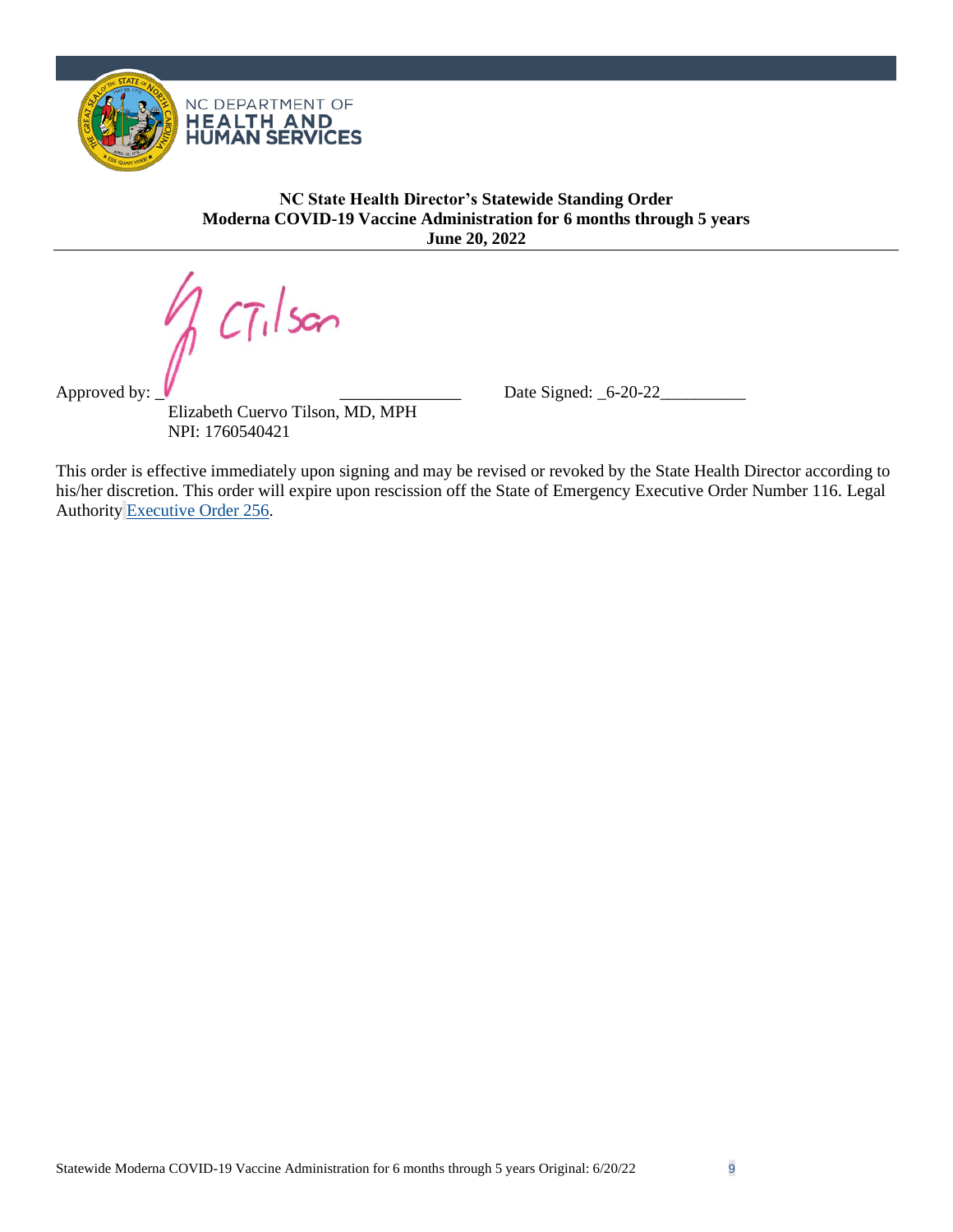NC DEPARTMENT OF
**HEALTH AND HUMAN SERVICES**

**NC State Health Director's Statewide Standing Order**
**Moderna COVID-19 Vaccine Administration for 6 months through 5 years**
**June 20, 2022**

Approved by: ______________________________ Date Signed: _6-20-22__________
Elizabeth Cuervo Tilson, MD, MPH
NPI: 1760540421

This order is effective immediately upon signing and may be revised or revoked by the State Health Director according to his/her discretion. This order will expire upon rescission off the State of Emergency Executive Order Number 116. Legal Authority Executive Order 256.